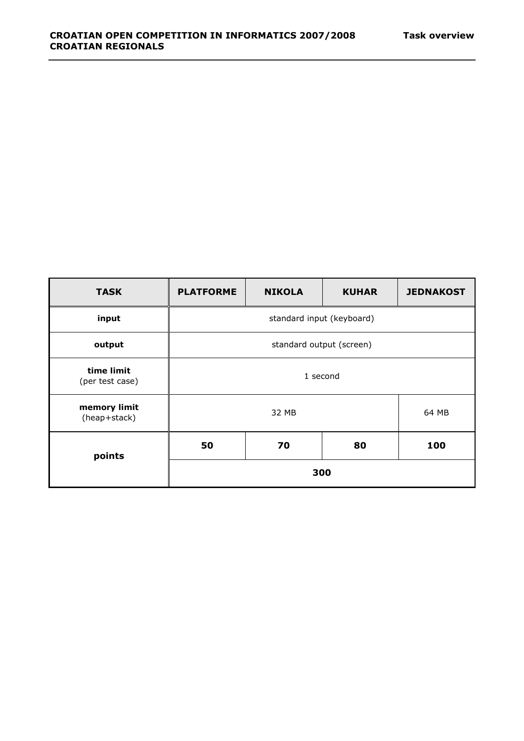| TASK | PLATFORME | NIKOLA | KUHAR | JEDNAKOST |
|---|---|---|---|---|
| input | standard input (keyboard) | | | |
| output | standard output (screen) | | | |
| time limit (per test case) | 1 second | | | |
| memory limit (heap+stack) | 32 MB | | | 64 MB |
| points | 50 | 70 | 80 | 100 |
| | 300 | | | |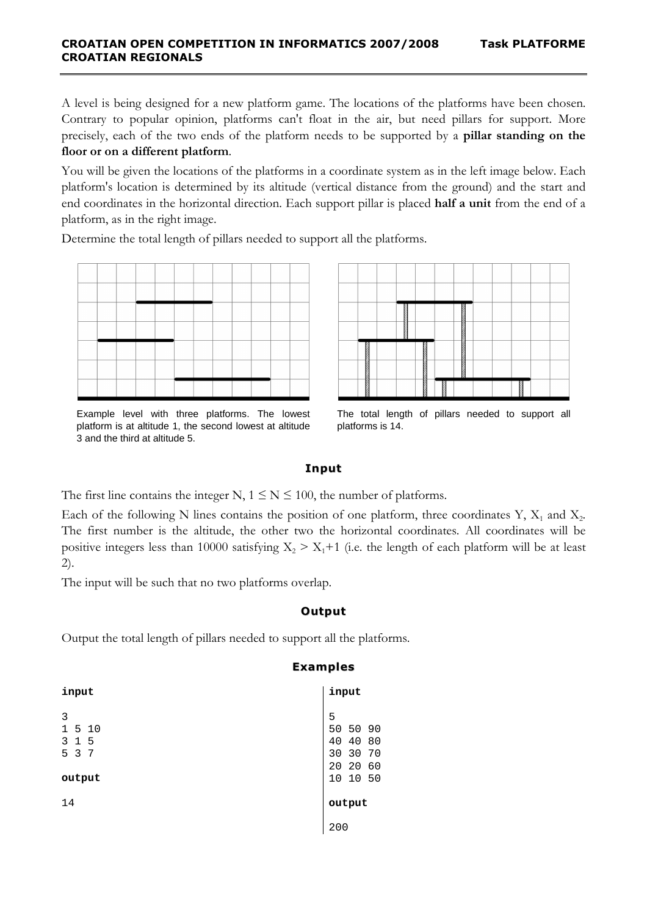A level is being designed for a new platform game. The locations of the platforms have been chosen. Contrary to popular opinion, platforms can't float in the air, but need pillars for support. More precisely, each of the two ends of the platform needs to be supported by a **pillar standing on the floor or on a different platform**.

You will be given the locations of the platforms in a coordinate system as in the left image below. Each platform's location is determined by its altitude (vertical distance from the ground) and the start and end coordinates in the horizontal direction. Each support pillar is placed **half a unit** from the end of a platform, as in the right image.

Determine the total length of pillars needed to support all the platforms.

Example level with three platforms. The lowest platform is at altitude 1, the second lowest at altitude 3 and the third at altitude 5.

The total length of pillars needed to support all platforms is 14.

## Input

The first line contains the integer N, $1 \leq N \leq 100$, the number of platforms.

Each of the following N lines contains the position of one platform, three coordinates Y, $X_1$ and $X_2$. The first number is the altitude, the other two the horizontal coordinates. All coordinates will be positive integers less than 10000 satisfying $X_2 > X_1+1$ (i.e. the length of each platform will be at least 2).

The input will be such that no two platforms overlap.

## Output

Output the total length of pillars needed to support all the platforms.

## Examples

**input**

```
3
1 5 10
3 1 5
5 3 7
```

**output**

```
14
```

**input**

```
5
50 50 90
40 40 80
30 30 70
20 20 60
10 10 50
```

**output**

```
200
```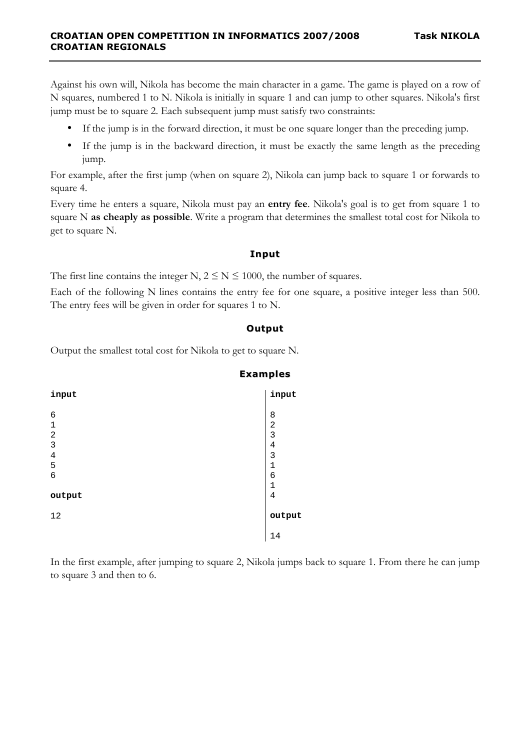Against his own will, Nikola has become the main character in a game. The game is played on a row of N squares, numbered 1 to N. Nikola is initially in square 1 and can jump to other squares. Nikola's first jump must be to square 2. Each subsequent jump must satisfy two constraints:

- If the jump is in the forward direction, it must be one square longer than the preceding jump.
- If the jump is in the backward direction, it must be exactly the same length as the preceding jump.

For example, after the first jump (when on square 2), Nikola can jump back to square 1 or forwards to square 4.

Every time he enters a square, Nikola must pay an **entry fee**. Nikola's goal is to get from square 1 to square N **as cheaply as possible**. Write a program that determines the smallest total cost for Nikola to get to square N.

### Input

The first line contains the integer N, $2 \leq N \leq 1000$, the number of squares.

Each of the following N lines contains the entry fee for one square, a positive integer less than 500. The entry fees will be given in order for squares 1 to N.

### Output

Output the smallest total cost for Nikola to get to square N.

### Examples

**input**

```
6
1
2
3
4
5
6
```

**output**

```
12
```

**input**

```
8
2
3
4
3
1
6
1
4
```

**output**

```
14
```

In the first example, after jumping to square 2, Nikola jumps back to square 1. From there he can jump to square 3 and then to 6.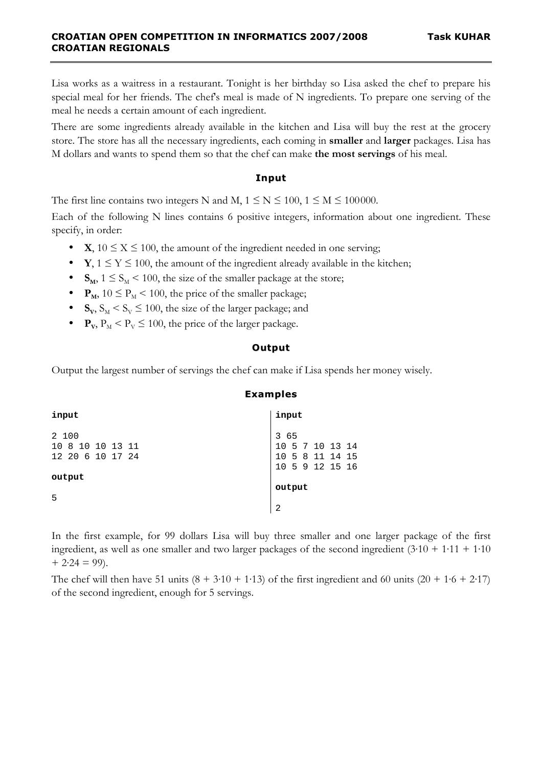Lisa works as a waitress in a restaurant. Tonight is her birthday so Lisa asked the chef to prepare his special meal for her friends. The chef's meal is made of N ingredients. To prepare one serving of the meal he needs a certain amount of each ingredient.

There are some ingredients already available in the kitchen and Lisa will buy the rest at the grocery store. The store has all the necessary ingredients, each coming in **smaller** and **larger** packages. Lisa has M dollars and wants to spend them so that the chef can make **the most servings** of his meal.

## Input

The first line contains two integers N and M, $1 \leq N \leq 100$, $1 \leq M \leq 100000$.

Each of the following N lines contains 6 positive integers, information about one ingredient. These specify, in order:

- **X**, $10 \leq X \leq 100$, the amount of the ingredient needed in one serving;
- **Y**, $1 \leq Y \leq 100$, the amount of the ingredient already available in the kitchen;
- $\mathbf{S_M}$, $1 \leq S_M < 100$, the size of the smaller package at the store;
- $\mathbf{P_M}$, $10 \leq P_M < 100$, the price of the smaller package;
- $\mathbf{S_V}$, $S_M < S_V \leq 100$, the size of the larger package; and
- $\mathbf{P_V}$, $P_M < P_V \leq 100$, the price of the larger package.

## Output

Output the largest number of servings the chef can make if Lisa spends her money wisely.

## Examples

**input**

```
2 100
10 8 10 10 13 11
12 20 6 10 17 24
```

**output**

```
5
```

**input**

```
3 65
10 5 7 10 13 14
10 5 8 11 14 15
10 5 9 12 15 16
```

**output**

```
2
```

In the first example, for 99 dollars Lisa will buy three smaller and one larger package of the first ingredient, as well as one smaller and two larger packages of the second ingredient ($3 \cdot 10 + 1 \cdot 11 + 1 \cdot 10 + 2 \cdot 24 = 99$).

The chef will then have 51 units ($8 + 3 \cdot 10 + 1 \cdot 13$) of the first ingredient and 60 units ($20 + 1 \cdot 6 + 2 \cdot 17$) of the second ingredient, enough for 5 servings.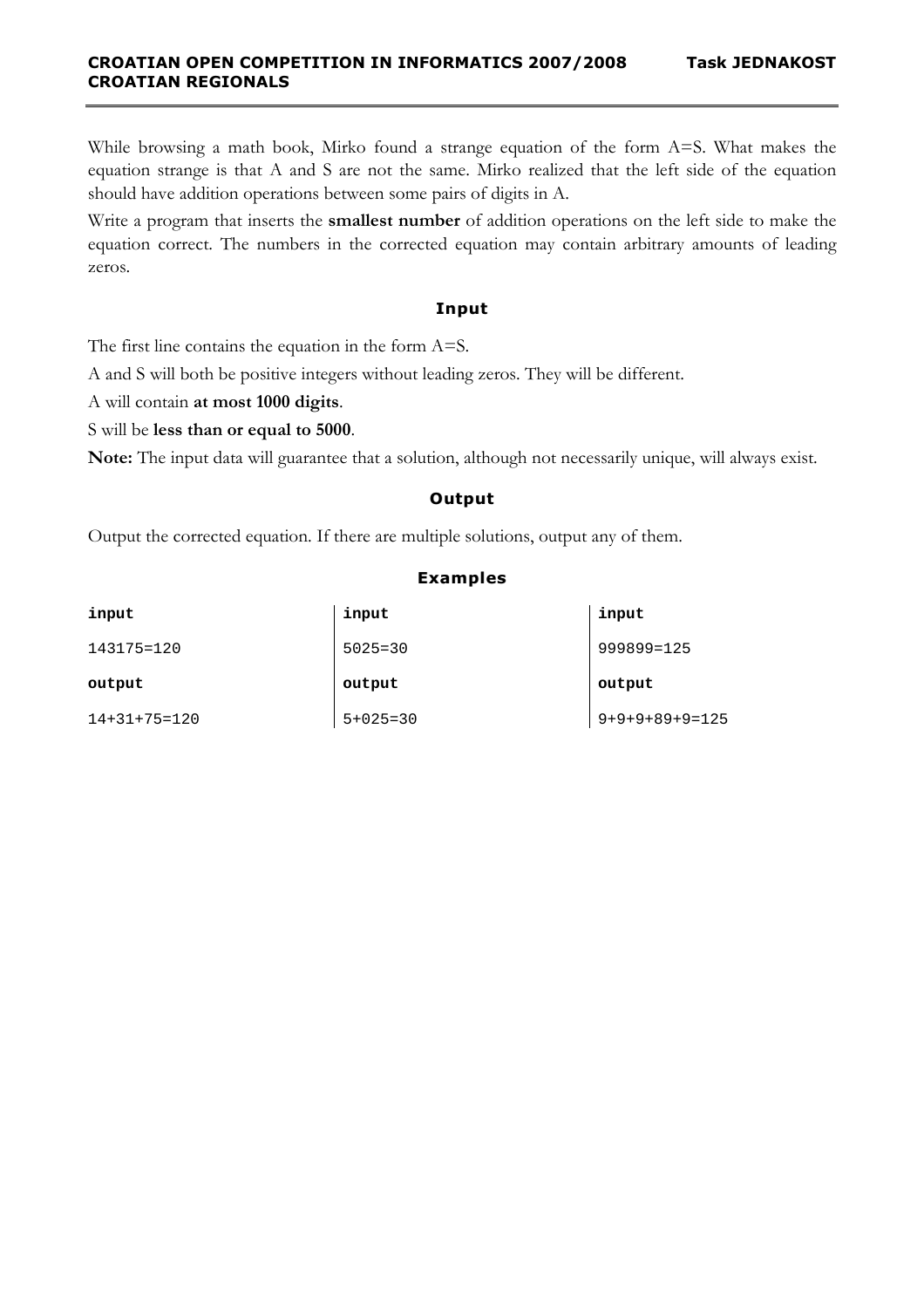While browsing a math book, Mirko found a strange equation of the form A=S. What makes the equation strange is that A and S are not the same. Mirko realized that the left side of the equation should have addition operations between some pairs of digits in A.

Write a program that inserts the **smallest number** of addition operations on the left side to make the equation correct. The numbers in the corrected equation may contain arbitrary amounts of leading zeros.

### Input

The first line contains the equation in the form A=S.

A and S will both be positive integers without leading zeros. They will be different.

A will contain **at most 1000 digits**.

S will be **less than or equal to 5000**.

**Note:** The input data will guarantee that a solution, although not necessarily unique, will always exist.

### Output

Output the corrected equation. If there are multiple solutions, output any of them.

### Examples

**input**

```
143175=120
```

**output**

```
14+31+75=120
```

**input**

```
5025=30
```

**output**

```
5+025=30
```

**input**

```
999899=125
```

**output**

```
9+9+9+89+9=125
```